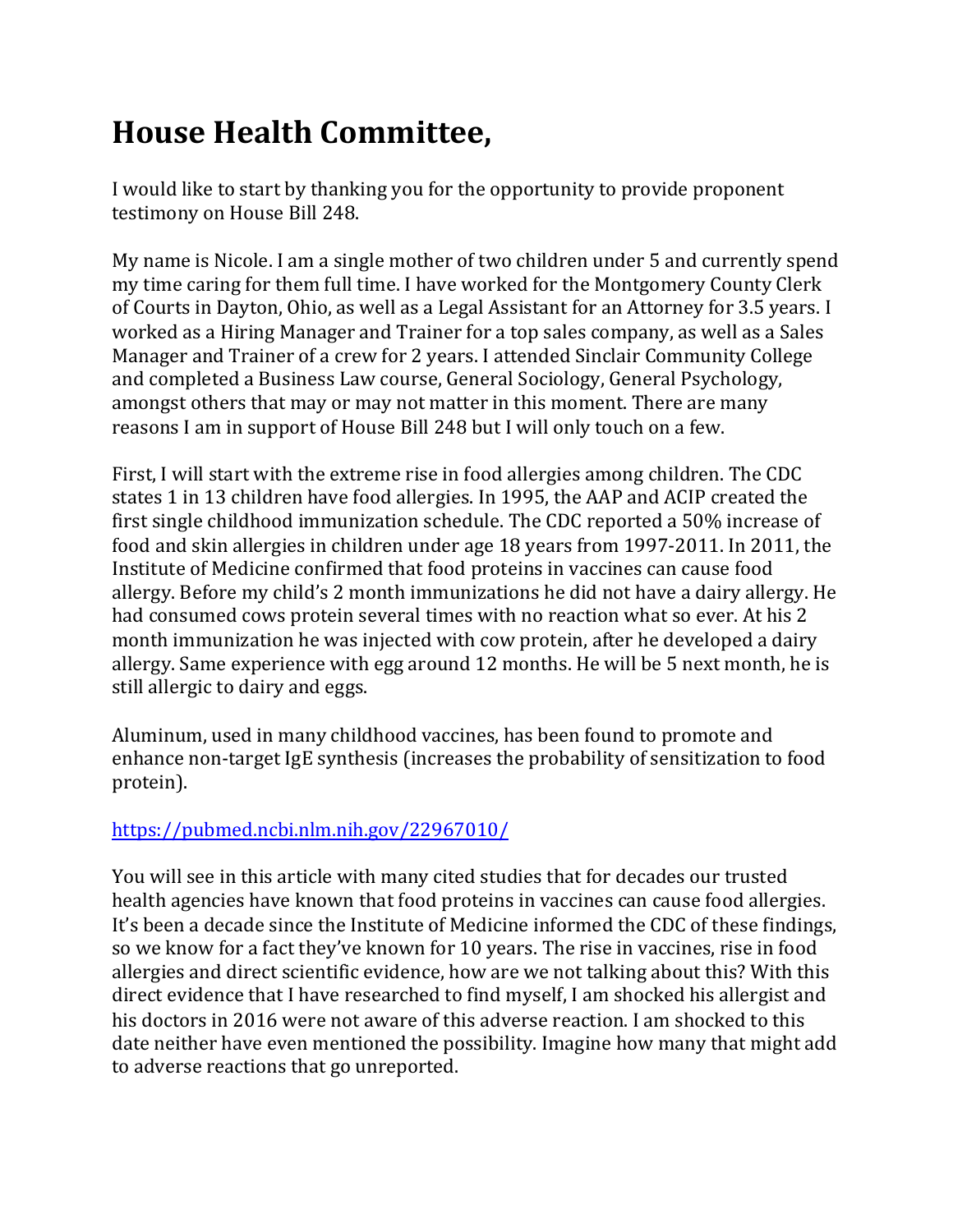# House Health Committee,

I would like to start by thanking you for the opportunity to provide proponent testimony on House Bill 248.

My name is Nicole. I am a single mother of two children under 5 and currently spend my time caring for them full time. I have worked for the Montgomery County Clerk of Courts in Dayton, Ohio, as well as a Legal Assistant for an Attorney for 3.5 years. I worked as a Hiring Manager and Trainer for a top sales company, as well as a Sales Manager and Trainer of a crew for 2 years. I attended Sinclair Community College and completed a Business Law course, General Sociology, General Psychology, amongst others that may or may not matter in this moment. There are many reasons I am in support of House Bill 248 but I will only touch on a few.

First, I will start with the extreme rise in food allergies among children. The CDC states 1 in 13 children have food allergies. In 1995, the AAP and ACIP created the first single childhood immunization schedule. The CDC reported a 50% increase of food and skin allergies in children under age 18 years from 1997-2011. In 2011, the Institute of Medicine confirmed that food proteins in vaccines can cause food allergy. Before my child's 2 month immunizations he did not have a dairy allergy. He had consumed cows protein several times with no reaction what so ever. At his 2 month immunization he was injected with cow protein, after he developed a dairy allergy. Same experience with egg around 12 months. He will be 5 next month, he is still allergic to dairy and eggs.

Aluminum, used in many childhood vaccines, has been found to promote and enhance non-target IgE synthesis (increases the probability of sensitization to food protein).

https://pubmed.ncbi.nlm.nih.gov/22967010/

You will see in this article with many cited studies that for decades our trusted health agencies have known that food proteins in vaccines can cause food allergies. It's been a decade since the Institute of Medicine informed the CDC of these findings, so we know for a fact they've known for 10 years. The rise in vaccines, rise in food allergies and direct scientific evidence, how are we not talking about this? With this direct evidence that I have researched to find myself, I am shocked his allergist and his doctors in 2016 were not aware of this adverse reaction. I am shocked to this date neither have even mentioned the possibility. Imagine how many that might add to adverse reactions that go unreported.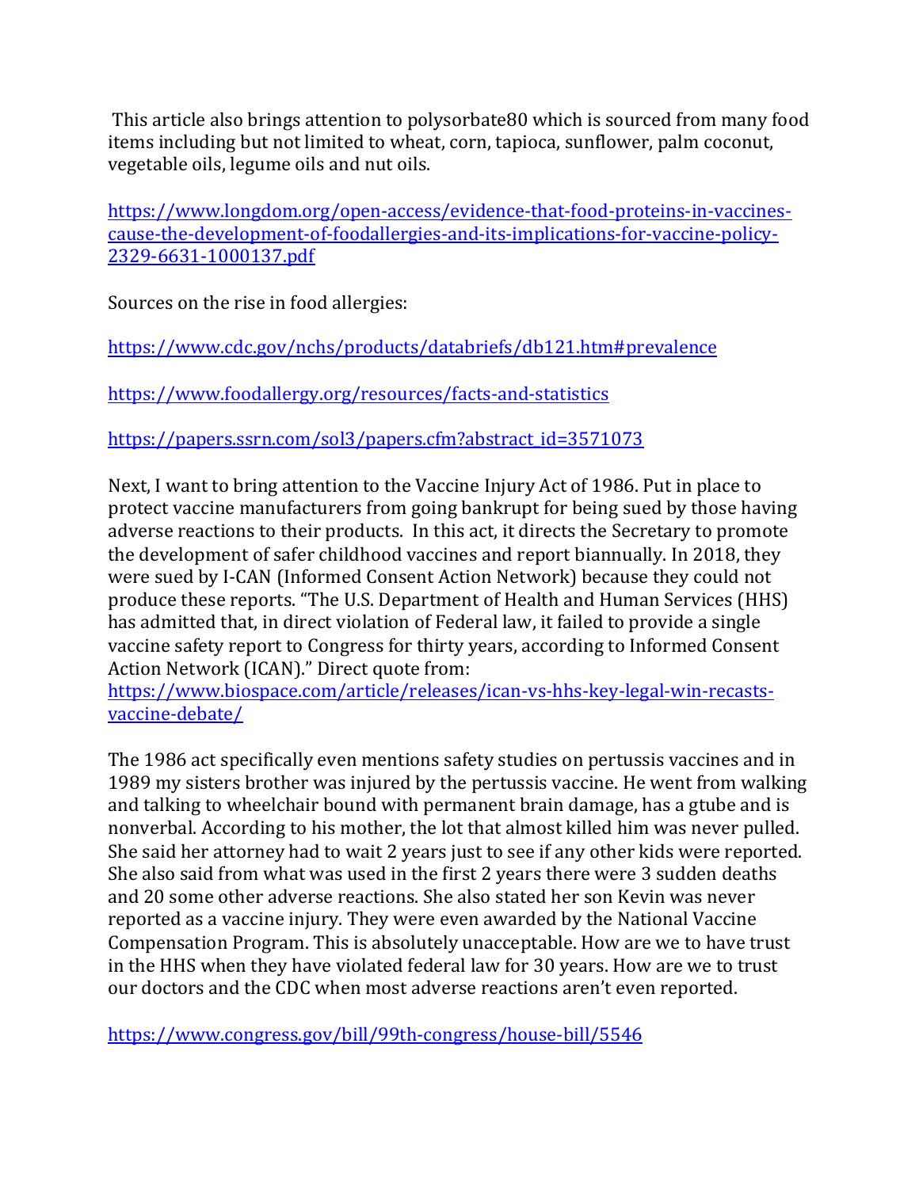This article also brings attention to polysorbate80 which is sourced from many food items including but not limited to wheat, corn, tapioca, sunflower, palm coconut, vegetable oils, legume oils and nut oils.

https://www.longdom.org/open-access/evidence-that-food-proteins-in-vaccines-cause-the-development-of-foodallergies-and-its-implications-for-vaccine-policy-2329-6631-1000137.pdf

Sources on the rise in food allergies:

https://www.cdc.gov/nchs/products/databriefs/db121.htm#prevalence

https://www.foodallergy.org/resources/facts-and-statistics

https://papers.ssrn.com/sol3/papers.cfm?abstract_id=3571073

Next, I want to bring attention to the Vaccine Injury Act of 1986. Put in place to protect vaccine manufacturers from going bankrupt for being sued by those having adverse reactions to their products. In this act, it directs the Secretary to promote the development of safer childhood vaccines and report biannually. In 2018, they were sued by I-CAN (Informed Consent Action Network) because they could not produce these reports. "The U.S. Department of Health and Human Services (HHS) has admitted that, in direct violation of Federal law, it failed to provide a single vaccine safety report to Congress for thirty years, according to Informed Consent Action Network (ICAN)." Direct quote from:
https://www.biospace.com/article/releases/ican-vs-hhs-key-legal-win-recasts-vaccine-debate/

The 1986 act specifically even mentions safety studies on pertussis vaccines and in 1989 my sisters brother was injured by the pertussis vaccine. He went from walking and talking to wheelchair bound with permanent brain damage, has a gtube and is nonverbal. According to his mother, the lot that almost killed him was never pulled. She said her attorney had to wait 2 years just to see if any other kids were reported. She also said from what was used in the first 2 years there were 3 sudden deaths and 20 some other adverse reactions. She also stated her son Kevin was never reported as a vaccine injury. They were even awarded by the National Vaccine Compensation Program. This is absolutely unacceptable. How are we to have trust in the HHS when they have violated federal law for 30 years. How are we to trust our doctors and the CDC when most adverse reactions aren't even reported.

https://www.congress.gov/bill/99th-congress/house-bill/5546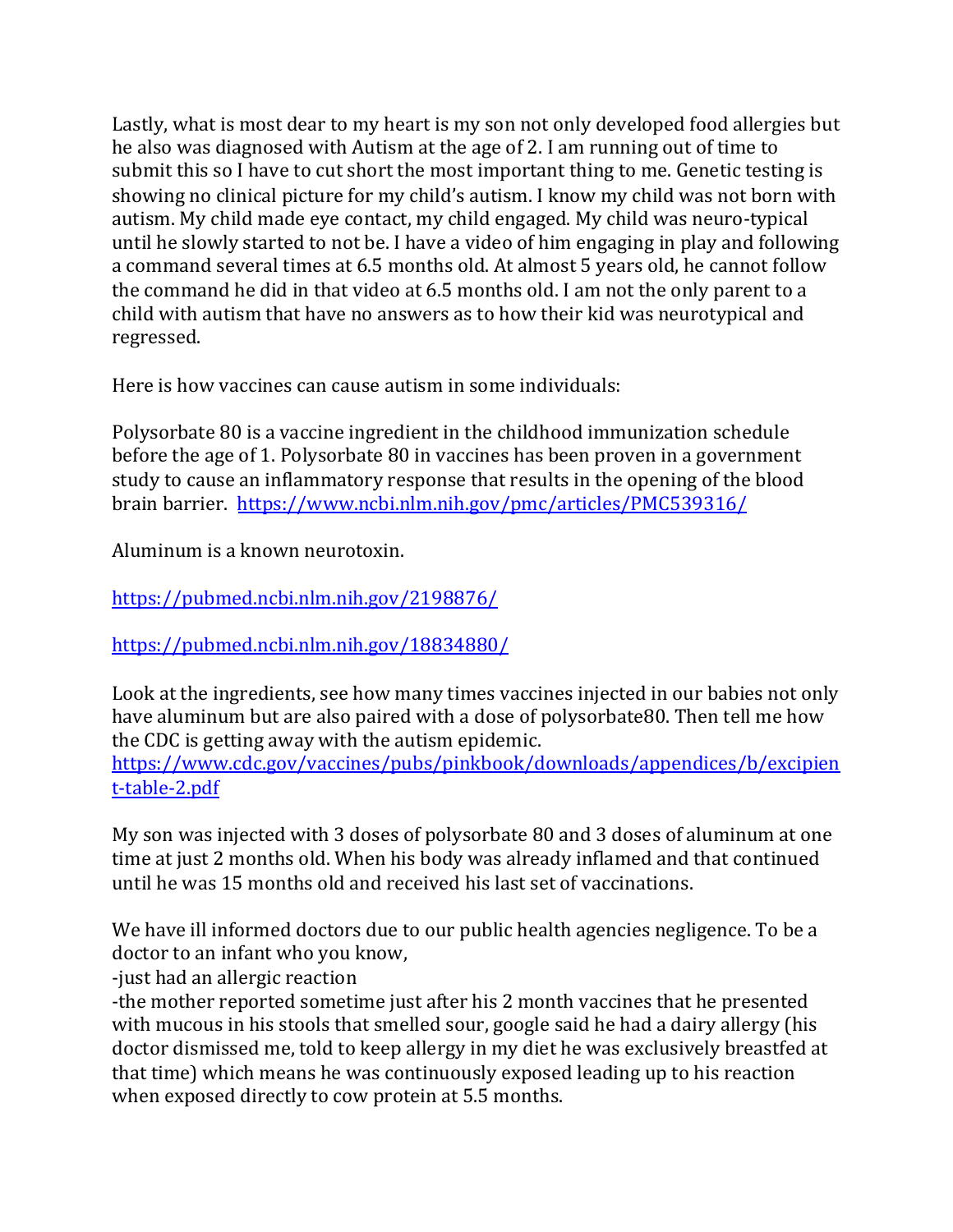Lastly, what is most dear to my heart is my son not only developed food allergies but he also was diagnosed with Autism at the age of 2. I am running out of time to submit this so I have to cut short the most important thing to me. Genetic testing is showing no clinical picture for my child's autism. I know my child was not born with autism. My child made eye contact, my child engaged. My child was neuro-typical until he slowly started to not be. I have a video of him engaging in play and following a command several times at 6.5 months old. At almost 5 years old, he cannot follow the command he did in that video at 6.5 months old. I am not the only parent to a child with autism that have no answers as to how their kid was neurotypical and regressed.

Here is how vaccines can cause autism in some individuals:

Polysorbate 80 is a vaccine ingredient in the childhood immunization schedule before the age of 1. Polysorbate 80 in vaccines has been proven in a government study to cause an inflammatory response that results in the opening of the blood brain barrier. https://www.ncbi.nlm.nih.gov/pmc/articles/PMC539316/

Aluminum is a known neurotoxin.

https://pubmed.ncbi.nlm.nih.gov/2198876/

https://pubmed.ncbi.nlm.nih.gov/18834880/

Look at the ingredients, see how many times vaccines injected in our babies not only have aluminum but are also paired with a dose of polysorbate80. Then tell me how the CDC is getting away with the autism epidemic.
https://www.cdc.gov/vaccines/pubs/pinkbook/downloads/appendices/b/excipient-table-2.pdf

My son was injected with 3 doses of polysorbate 80 and 3 doses of aluminum at one time at just 2 months old. When his body was already inflamed and that continued until he was 15 months old and received his last set of vaccinations.

We have ill informed doctors due to our public health agencies negligence. To be a doctor to an infant who you know,
-just had an allergic reaction
-the mother reported sometime just after his 2 month vaccines that he presented with mucous in his stools that smelled sour, google said he had a dairy allergy (his doctor dismissed me, told to keep allergy in my diet he was exclusively breastfed at that time) which means he was continuously exposed leading up to his reaction when exposed directly to cow protein at 5.5 months.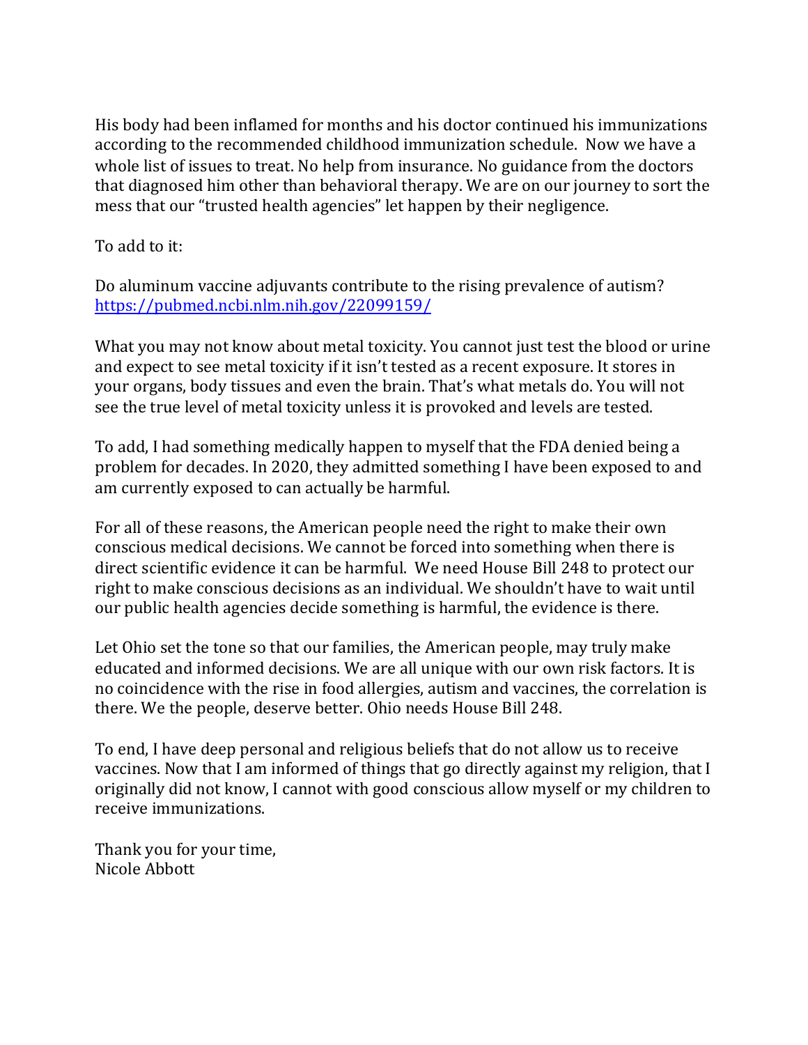His body had been inflamed for months and his doctor continued his immunizations according to the recommended childhood immunization schedule. Now we have a whole list of issues to treat. No help from insurance. No guidance from the doctors that diagnosed him other than behavioral therapy. We are on our journey to sort the mess that our "trusted health agencies" let happen by their negligence.

To add to it:

Do aluminum vaccine adjuvants contribute to the rising prevalence of autism?
[https://pubmed.ncbi.nlm.nih.gov/22099159/](https://pubmed.ncbi.nlm.nih.gov/22099159/)

What you may not know about metal toxicity. You cannot just test the blood or urine and expect to see metal toxicity if it isn't tested as a recent exposure. It stores in your organs, body tissues and even the brain. That's what metals do. You will not see the true level of metal toxicity unless it is provoked and levels are tested.

To add, I had something medically happen to myself that the FDA denied being a problem for decades. In 2020, they admitted something I have been exposed to and am currently exposed to can actually be harmful.

For all of these reasons, the American people need the right to make their own conscious medical decisions. We cannot be forced into something when there is direct scientific evidence it can be harmful. We need House Bill 248 to protect our right to make conscious decisions as an individual. We shouldn't have to wait until our public health agencies decide something is harmful, the evidence is there.

Let Ohio set the tone so that our families, the American people, may truly make educated and informed decisions. We are all unique with our own risk factors. It is no coincidence with the rise in food allergies, autism and vaccines, the correlation is there. We the people, deserve better. Ohio needs House Bill 248.

To end, I have deep personal and religious beliefs that do not allow us to receive vaccines. Now that I am informed of things that go directly against my religion, that I originally did not know, I cannot with good conscious allow myself or my children to receive immunizations.

Thank you for your time,
Nicole Abbott